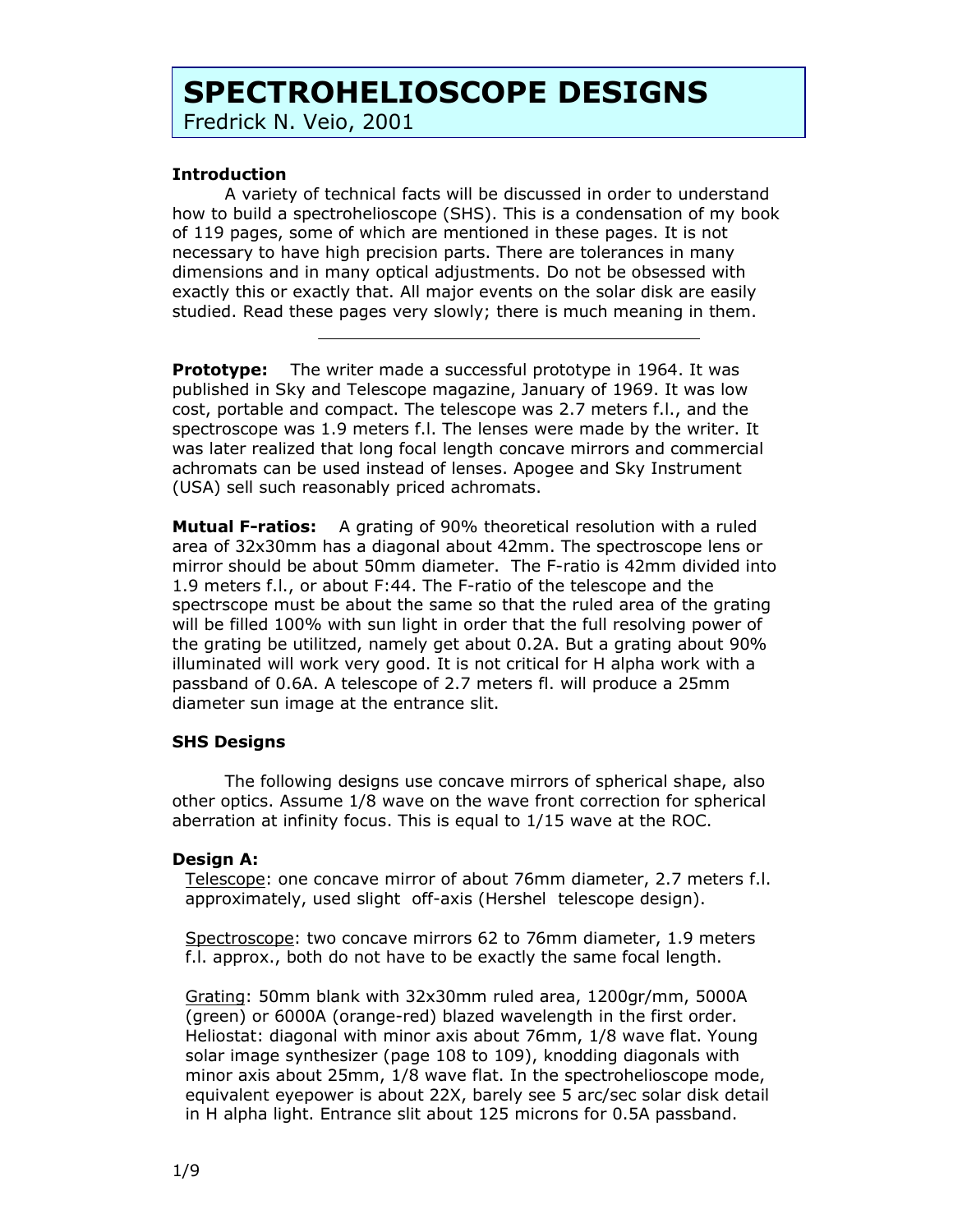# SPECTROHELIOSCOPE DESIGNS

Fredrick N. Veio, 2001

**Introduction**

A variety of technical facts will be discussed in order to understand how to build a spectroheliscope (SHS). This is a condensation of my book of 119 pages, some of which are mentioned in these pages. It is not necessary to have high precision parts. There are tolerances in many dimensions and in many optical adjustments. Do not be obsessed with exactly this or exactly that. All major events on the solar disk are easily studied. Read these pages very slowly; there is much meaning in them.

---

**Prototype:** The writer made a successful prototype in 1964. It was published in Sky and Telescope magazine, January of 1969. It was low cost, portable and compact. The telescope was 2.7 meters f.l., and the spectroscope was 1.9 meters f.l. The lenses were made by the writer. It was later realized that long focal length concave mirrors and commercial achromats can be used instead of lenses. Apogee and Sky Instrument (USA) sell such reasonably priced achromats.

**Mutual F-ratios:** A grating of 90% theoretical resolution with a ruled area of 32x30mm has a diagonal about 42mm. The spectroscope lens or mirror should be about 50mm diameter. The F-ratio is 42mm divided into 1.9 meters f.l., or about F:44. The F-ratio of the telescope and the spectrscope must be about the same so that the ruled area of the grating will be filled 100% with sun light in order that the full resolving power of the grating be utilitzed, namely get about 0.2A. But a grating about 90% illuminated will work very good. It is not critical for H alpha work with a passband of 0.6A. A telescope of 2.7 meters fl. will produce a 25mm diameter sun image at the entrance slit.

**SHS Designs**

The following designs use concave mirrors of spherical shape, also other optics. Assume 1/8 wave on the wave front correction for spherical aberration at infinity focus. This is equal to 1/15 wave at the ROC.

**Design A:**

<u>Telescope</u>: one concave mirror of about 76mm diameter, 2.7 meters f.l. approximately, used slight off-axis (Hershel telescope design).

<u>Spectroscope</u>: two concave mirrors 62 to 76mm diameter, 1.9 meters f.l. approx., both do not have to be exactly the same focal length.

<u>Grating</u>: 50mm blank with 32x30mm ruled area, 1200gr/mm, 5000A (green) or 6000A (orange-red) blazed wavelength in the first order. Heliostat: diagonal with minor axis about 76mm, 1/8 wave flat. Young solar image synthesizer (page 108 to 109), knodding diagonals with minor axis about 25mm, 1/8 wave flat. In the spectrohelioscope mode, equivalent eyepower is about 22X, barely see 5 arc/sec solar disk detail in H alpha light. Entrance slit about 125 microns for 0.5A passband.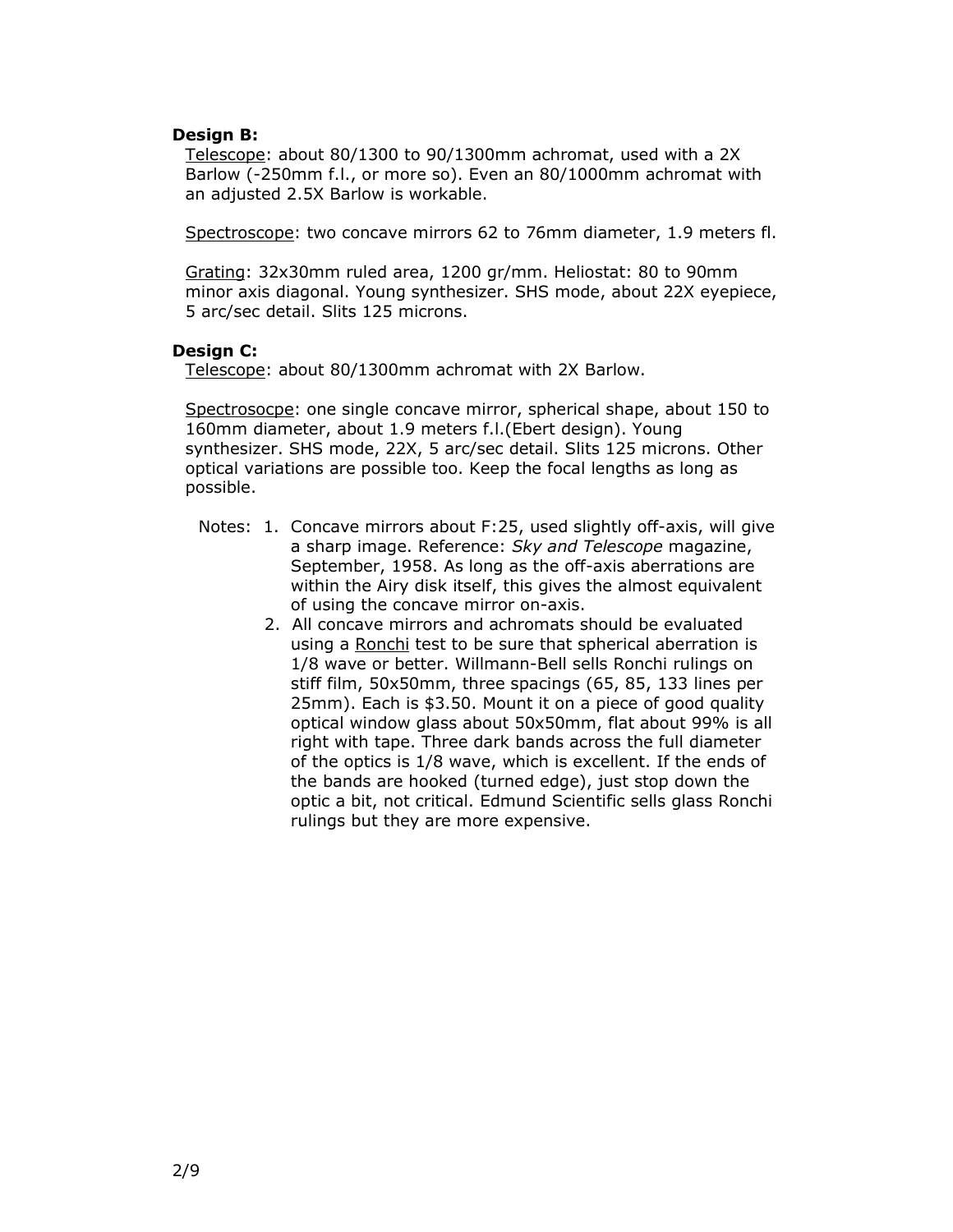**Design B:**

Telescope: about 80/1300 to 90/1300mm achromat, used with a 2X Barlow (-250mm f.l., or more so). Even an 80/1000mm achromat with an adjusted 2.5X Barlow is workable.

Spectroscope: two concave mirrors 62 to 76mm diameter, 1.9 meters fl.

Grating: 32x30mm ruled area, 1200 gr/mm. Heliostat: 80 to 90mm minor axis diagonal. Young synthesizer. SHS mode, about 22X eyepiece, 5 arc/sec detail. Slits 125 microns.

**Design C:**

Telescope: about 80/1300mm achromat with 2X Barlow.

Spectrosocpe: one single concave mirror, spherical shape, about 150 to 160mm diameter, about 1.9 meters f.l.(Ebert design). Young synthesizer. SHS mode, 22X, 5 arc/sec detail. Slits 125 microns. Other optical variations are possible too. Keep the focal lengths as long as possible.

Notes:

1. Concave mirrors about F:25, used slightly off-axis, will give a sharp image. Reference: *Sky and Telescope* magazine, September, 1958. As long as the off-axis aberrations are within the Airy disk itself, this gives the almost equivalent of using the concave mirror on-axis.
2. All concave mirrors and achromats should be evaluated using a Ronchi test to be sure that spherical aberration is 1/8 wave or better. Willmann-Bell sells Ronchi rulings on stiff film, 50x50mm, three spacings (65, 85, 133 lines per 25mm). Each is $3.50. Mount it on a piece of good quality optical window glass about 50x50mm, flat about 99% is all right with tape. Three dark bands across the full diameter of the optics is 1/8 wave, which is excellent. If the ends of the bands are hooked (turned edge), just stop down the optic a bit, not critical. Edmund Scientific sells glass Ronchi rulings but they are more expensive.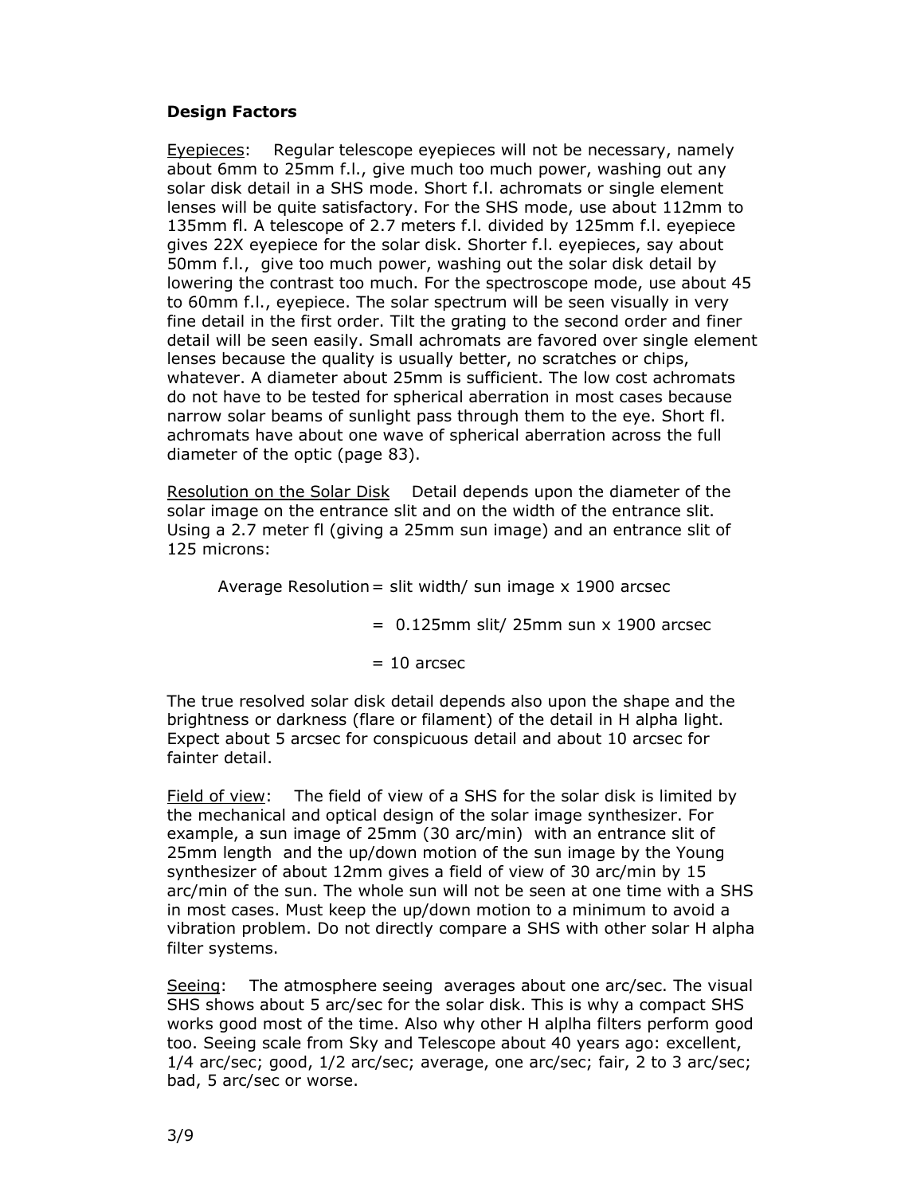**Design Factors**

Eyepieces: Regular telescope eyepieces will not be necessary, namely about 6mm to 25mm f.l., give much too much power, washing out any solar disk detail in a SHS mode. Short f.l. achromats or single element lenses will be quite satisfactory. For the SHS mode, use about 112mm to 135mm fl. A telescope of 2.7 meters f.l. divided by 125mm f.l. eyepiece gives 22X eyepiece for the solar disk. Shorter f.l. eyepieces, say about 50mm f.l., give too much power, washing out the solar disk detail by lowering the contrast too much. For the spectroscope mode, use about 45 to 60mm f.l., eyepiece. The solar spectrum will be seen visually in very fine detail in the first order. Tilt the grating to the second order and finer detail will be seen easily. Small achromats are favored over single element lenses because the quality is usually better, no scratches or chips, whatever. A diameter about 25mm is sufficient. The low cost achromats do not have to be tested for spherical aberration in most cases because narrow solar beams of sunlight pass through them to the eye. Short fl. achromats have about one wave of spherical aberration across the full diameter of the optic (page 83).

Resolution on the Solar Disk Detail depends upon the diameter of the solar image on the entrance slit and on the width of the entrance slit. Using a 2.7 meter fl (giving a 25mm sun image) and an entrance slit of 125 microns:

Average Resolution = slit width/ sun image x 1900 arcsec

= 0.125mm slit/ 25mm sun x 1900 arcsec

= 10 arcsec

The true resolved solar disk detail depends also upon the shape and the brightness or darkness (flare or filament) of the detail in H alpha light. Expect about 5 arcsec for conspicuous detail and about 10 arcsec for fainter detail.

Field of view: The field of view of a SHS for the solar disk is limited by the mechanical and optical design of the solar image synthesizer. For example, a sun image of 25mm (30 arc/min) with an entrance slit of 25mm length and the up/down motion of the sun image by the Young synthesizer of about 12mm gives a field of view of 30 arc/min by 15 arc/min of the sun. The whole sun will not be seen at one time with a SHS in most cases. Must keep the up/down motion to a minimum to avoid a vibration problem. Do not directly compare a SHS with other solar H alpha filter systems.

Seeing: The atmosphere seeing averages about one arc/sec. The visual SHS shows about 5 arc/sec for the solar disk. This is why a compact SHS works good most of the time. Also why other H alplha filters perform good too. Seeing scale from Sky and Telescope about 40 years ago: excellent, 1/4 arc/sec; good, 1/2 arc/sec; average, one arc/sec; fair, 2 to 3 arc/sec; bad, 5 arc/sec or worse.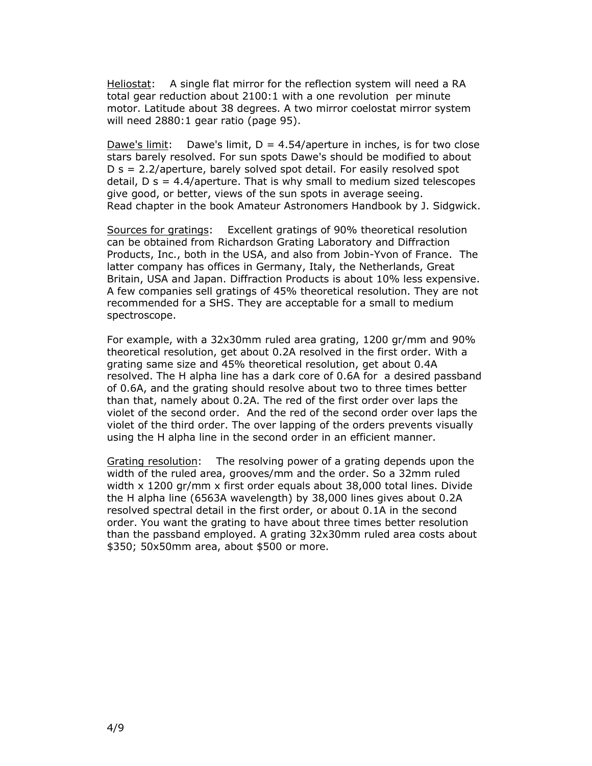<u>Heliostat</u>: A single flat mirror for the reflection system will need a RA total gear reduction about 2100:1 with a one revolution per minute motor. Latitude about 38 degrees. A two mirror coelostat mirror system will need 2880:1 gear ratio (page 95).

<u>Dawe's limit</u>: Dawe's limit, D = 4.54/aperture in inches, is for two close stars barely resolved. For sun spots Dawe's should be modified to about D s = 2.2/aperture, barely solved spot detail. For easily resolved spot detail, D s = 4.4/aperture. That is why small to medium sized telescopes give good, or better, views of the sun spots in average seeing.
Read chapter in the book Amateur Astronomers Handbook by J. Sidgwick.

<u>Sources for gratings</u>: Excellent gratings of 90% theoretical resolution can be obtained from Richardson Grating Laboratory and Diffraction Products, Inc., both in the USA, and also from Jobin-Yvon of France. The latter company has offices in Germany, Italy, the Netherlands, Great Britain, USA and Japan. Diffraction Products is about 10% less expensive. A few companies sell gratings of 45% theoretical resolution. They are not recommended for a SHS. They are acceptable for a small to medium spectroscope.

For example, with a 32x30mm ruled area grating, 1200 gr/mm and 90% theoretical resolution, get about 0.2A resolved in the first order. With a grating same size and 45% theoretical resolution, get about 0.4A resolved. The H alpha line has a dark core of 0.6A for a desired passband of 0.6A, and the grating should resolve about two to three times better than that, namely about 0.2A. The red of the first order over laps the violet of the second order. And the red of the second order over laps the violet of the third order. The over lapping of the orders prevents visually using the H alpha line in the second order in an efficient manner.

<u>Grating resolution</u>: The resolving power of a grating depends upon the width of the ruled area, grooves/mm and the order. So a 32mm ruled width x 1200 gr/mm x first order equals about 38,000 total lines. Divide the H alpha line (6563A wavelength) by 38,000 lines gives about 0.2A resolved spectral detail in the first order, or about 0.1A in the second order. You want the grating to have about three times better resolution than the passband employed. A grating 32x30mm ruled area costs about $350; 50x50mm area, about $500 or more.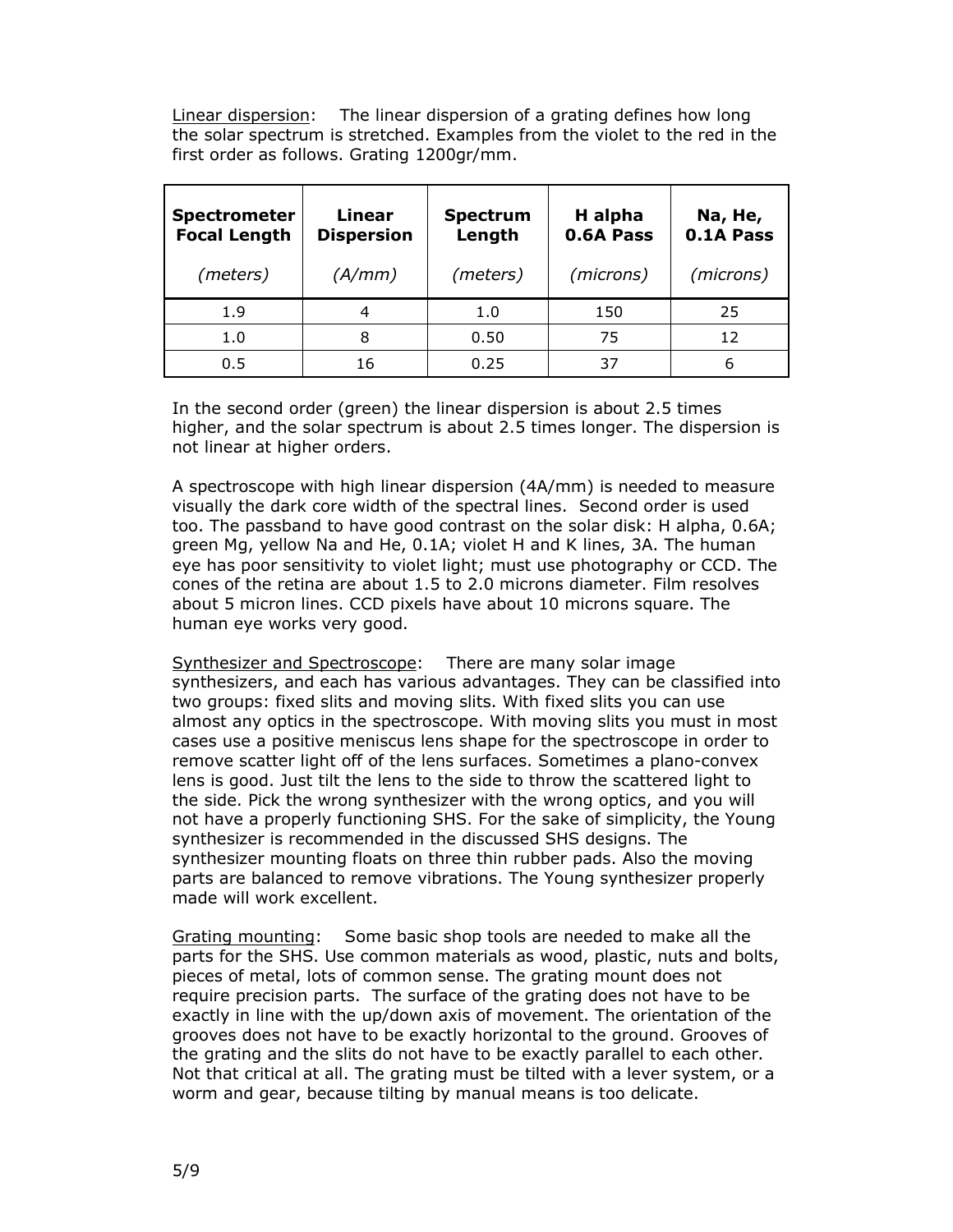Linear dispersion: The linear dispersion of a grating defines how long the solar spectrum is stretched. Examples from the violet to the red in the first order as follows. Grating 1200gr/mm.

| **Spectrometer Focal Length** *(meters)* | **Linear Dispersion** *(A/mm)* | **Spectrum Length** *(meters)* | **H alpha 0.6A Pass** *(microns)* | **Na, He, 0.1A Pass** *(microns)* |
|---|---|---|---|---|
| 1.9 | 4 | 1.0 | 150 | 25 |
| 1.0 | 8 | 0.50 | 75 | 12 |
| 0.5 | 16 | 0.25 | 37 | 6 |

In the second order (green) the linear dispersion is about 2.5 times higher, and the solar spectrum is about 2.5 times longer. The dispersion is not linear at higher orders.

A spectroscope with high linear dispersion (4A/mm) is needed to measure visually the dark core width of the spectral lines. Second order is used too. The passband to have good contrast on the solar disk: H alpha, 0.6A; green Mg, yellow Na and He, 0.1A; violet H and K lines, 3A. The human eye has poor sensitivity to violet light; must use photography or CCD. The cones of the retina are about 1.5 to 2.0 microns diameter. Film resolves about 5 micron lines. CCD pixels have about 10 microns square. The human eye works very good.

Synthesizer and Spectroscope: There are many solar image synthesizers, and each has various advantages. They can be classified into two groups: fixed slits and moving slits. With fixed slits you can use almost any optics in the spectroscope. With moving slits you must in most cases use a positive meniscus lens shape for the spectroscope in order to remove scatter light off of the lens surfaces. Sometimes a plano-convex lens is good. Just tilt the lens to the side to throw the scattered light to the side. Pick the wrong synthesizer with the wrong optics, and you will not have a properly functioning SHS. For the sake of simplicity, the Young synthesizer is recommended in the discussed SHS designs. The synthesizer mounting floats on three thin rubber pads. Also the moving parts are balanced to remove vibrations. The Young synthesizer properly made will work excellent.

Grating mounting: Some basic shop tools are needed to make all the parts for the SHS. Use common materials as wood, plastic, nuts and bolts, pieces of metal, lots of common sense. The grating mount does not require precision parts. The surface of the grating does not have to be exactly in line with the up/down axis of movement. The orientation of the grooves does not have to be exactly horizontal to the ground. Grooves of the grating and the slits do not have to be exactly parallel to each other. Not that critical at all. The grating must be tilted with a lever system, or a worm and gear, because tilting by manual means is too delicate.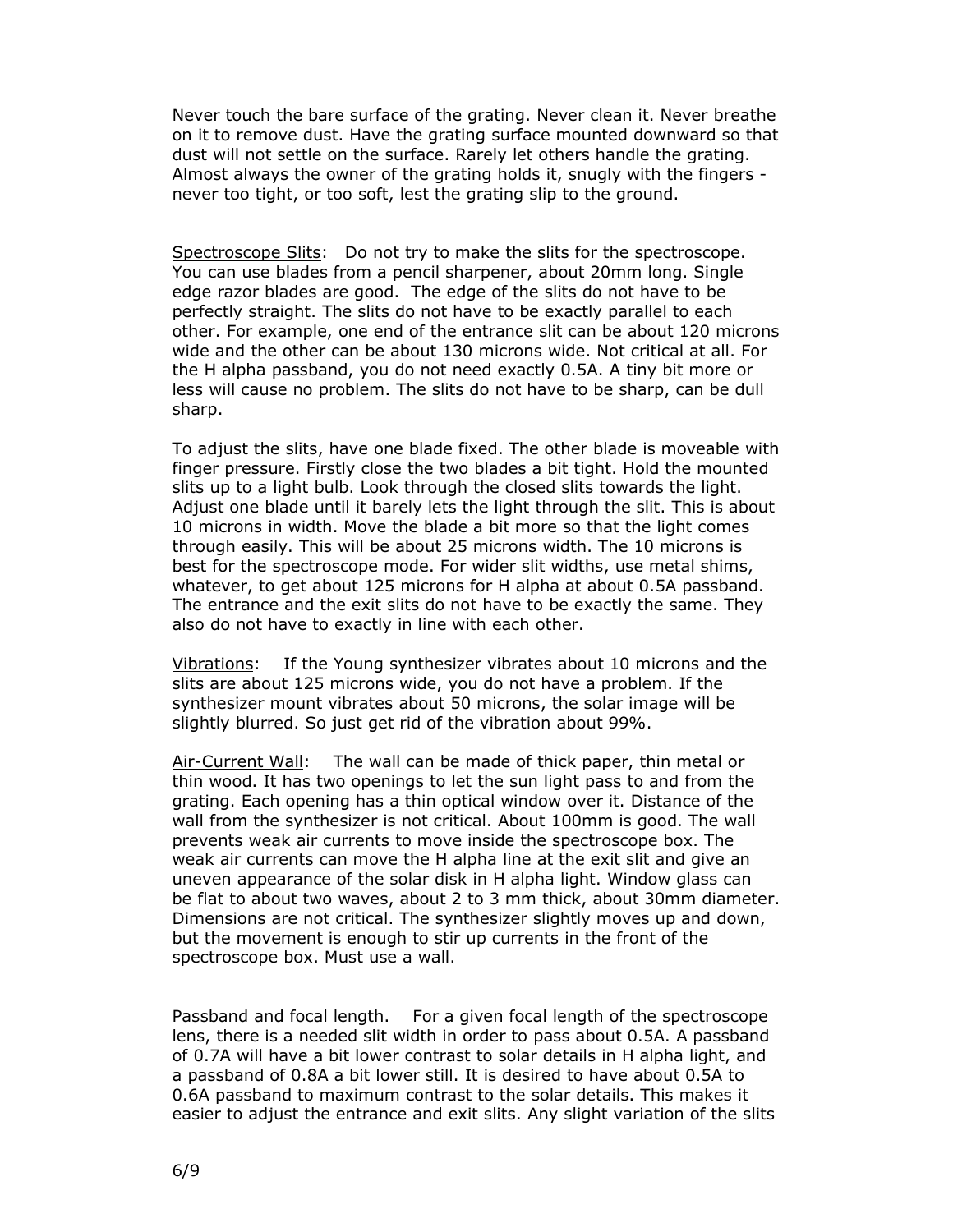Never touch the bare surface of the grating. Never clean it. Never breathe on it to remove dust. Have the grating surface mounted downward so that dust will not settle on the surface. Rarely let others handle the grating. Almost always the owner of the grating holds it, snugly with the fingers - never too tight, or too soft, lest the grating slip to the ground.

<u>Spectroscope Slits</u>: Do not try to make the slits for the spectroscope. You can use blades from a pencil sharpener, about 20mm long. Single edge razor blades are good. The edge of the slits do not have to be perfectly straight. The slits do not have to be exactly parallel to each other. For example, one end of the entrance slit can be about 120 microns wide and the other can be about 130 microns wide. Not critical at all. For the H alpha passband, you do not need exactly 0.5A. A tiny bit more or less will cause no problem. The slits do not have to be sharp, can be dull sharp.

To adjust the slits, have one blade fixed. The other blade is moveable with finger pressure. Firstly close the two blades a bit tight. Hold the mounted slits up to a light bulb. Look through the closed slits towards the light. Adjust one blade until it barely lets the light through the slit. This is about 10 microns in width. Move the blade a bit more so that the light comes through easily. This will be about 25 microns width. The 10 microns is best for the spectroscope mode. For wider slit widths, use metal shims, whatever, to get about 125 microns for H alpha at about 0.5A passband. The entrance and the exit slits do not have to be exactly the same. They also do not have to exactly in line with each other.

<u>Vibrations</u>: If the Young synthesizer vibrates about 10 microns and the slits are about 125 microns wide, you do not have a problem. If the synthesizer mount vibrates about 50 microns, the solar image will be slightly blurred. So just get rid of the vibration about 99%.

<u>Air-Current Wall</u>: The wall can be made of thick paper, thin metal or thin wood. It has two openings to let the sun light pass to and from the grating. Each opening has a thin optical window over it. Distance of the wall from the synthesizer is not critical. About 100mm is good. The wall prevents weak air currents to move inside the spectroscope box. The weak air currents can move the H alpha line at the exit slit and give an uneven appearance of the solar disk in H alpha light. Window glass can be flat to about two waves, about 2 to 3 mm thick, about 30mm diameter. Dimensions are not critical. The synthesizer slightly moves up and down, but the movement is enough to stir up currents in the front of the spectroscope box. Must use a wall.

Passband and focal length. For a given focal length of the spectroscope lens, there is a needed slit width in order to pass about 0.5A. A passband of 0.7A will have a bit lower contrast to solar details in H alpha light, and a passband of 0.8A a bit lower still. It is desired to have about 0.5A to 0.6A passband to maximum contrast to the solar details. This makes it easier to adjust the entrance and exit slits. Any slight variation of the slits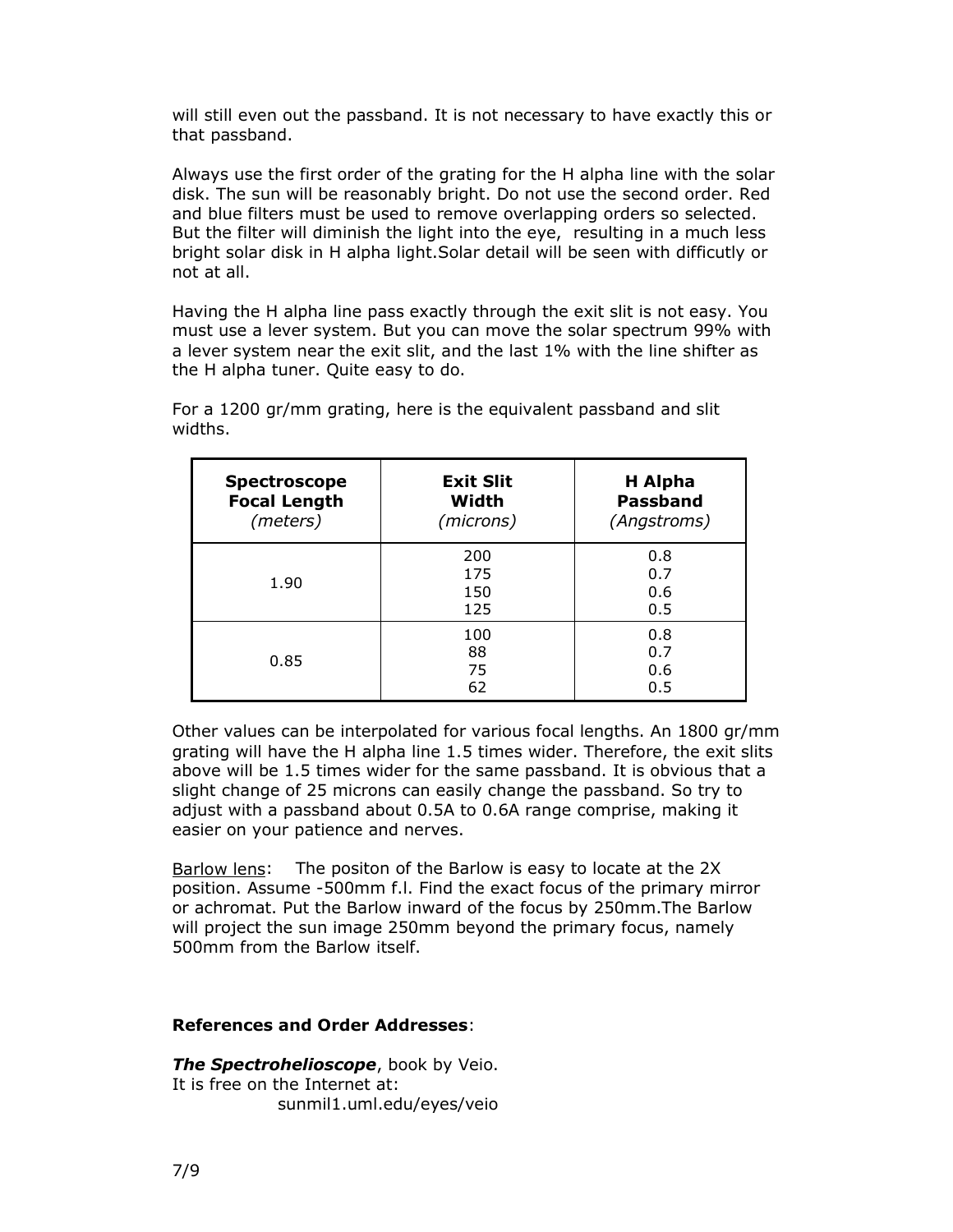will still even out the passband. It is not necessary to have exactly this or that passband.

Always use the first order of the grating for the H alpha line with the solar disk. The sun will be reasonably bright. Do not use the second order. Red and blue filters must be used to remove overlapping orders so selected. But the filter will diminish the light into the eye, resulting in a much less bright solar disk in H alpha light.Solar detail will be seen with difficutly or not at all.

Having the H alpha line pass exactly through the exit slit is not easy. You must use a lever system. But you can move the solar spectrum 99% with a lever system near the exit slit, and the last 1% with the line shifter as the H alpha tuner. Quite easy to do.

For a 1200 gr/mm grating, here is the equivalent passband and slit widths.

| **Spectroscope Focal Length** *(meters)* | **Exit Slit Width** *(microns)* | **H Alpha Passband** *(Angstroms)* |
|---|---|---|
| 1.90 | 200 | 0.8 |
| | 175 | 0.7 |
| | 150 | 0.6 |
| | 125 | 0.5 |
| 0.85 | 100 | 0.8 |
| | 88 | 0.7 |
| | 75 | 0.6 |
| | 62 | 0.5 |

Other values can be interpolated for various focal lengths. An 1800 gr/mm grating will have the H alpha line 1.5 times wider. Therefore, the exit slits above will be 1.5 times wider for the same passband. It is obvious that a slight change of 25 microns can easily change the passband. So try to adjust with a passband about 0.5A to 0.6A range comprise, making it easier on your patience and nerves.

Barlow lens: The positon of the Barlow is easy to locate at the 2X position. Assume -500mm f.l. Find the exact focus of the primary mirror or achromat. Put the Barlow inward of the focus by 250mm.The Barlow will project the sun image 250mm beyond the primary focus, namely 500mm from the Barlow itself.

**References and Order Addresses**:

***The Spectrohelioscope***, book by Veio.
It is free on the Internet at:
sunmil1.uml.edu/eyes/veio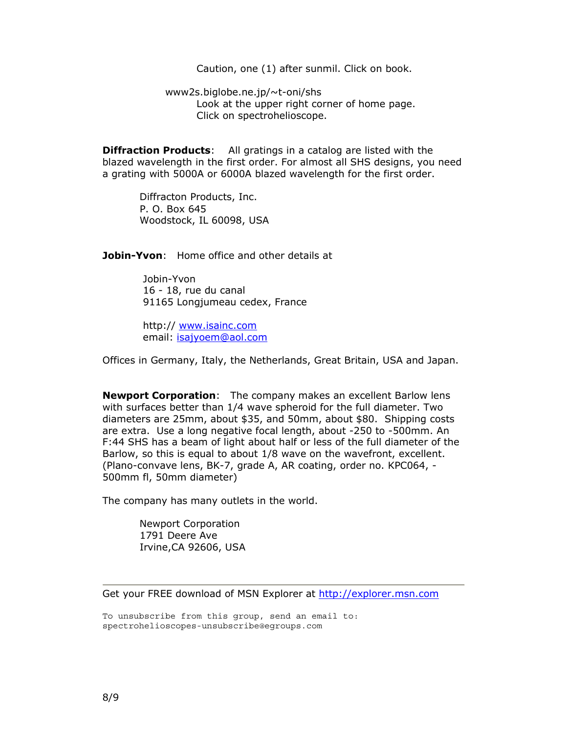Caution, one (1) after sunmil. Click on book.

www2s.biglobe.ne.jp/~t-oni/shs
Look at the upper right corner of home page.
Click on spectrohelioscope.

**Diffraction Products**: All gratings in a catalog are listed with the blazed wavelength in the first order. For almost all SHS designs, you need a grating with 5000A or 6000A blazed wavelength for the first order.

Diffracton Products, Inc.
P. O. Box 645
Woodstock, IL 60098, USA

**Jobin-Yvon**: Home office and other details at

Jobin-Yvon
16 - 18, rue du canal
91165 Longjumeau cedex, France

http:// www.isainc.com
email: isajyoem@aol.com

Offices in Germany, Italy, the Netherlands, Great Britain, USA and Japan.

**Newport Corporation**: The company makes an excellent Barlow lens with surfaces better than 1/4 wave spheroid for the full diameter. Two diameters are 25mm, about $35, and 50mm, about $80. Shipping costs are extra. Use a long negative focal length, about -250 to -500mm. An F:44 SHS has a beam of light about half or less of the full diameter of the Barlow, so this is equal to about 1/8 wave on the wavefront, excellent. (Plano-convave lens, BK-7, grade A, AR coating, order no. KPC064, -500mm fl, 50mm diameter)

The company has many outlets in the world.

Newport Corporation
1791 Deere Ave
Irvine,CA 92606, USA

---

Get your FREE download of MSN Explorer at http://explorer.msn.com

```
To unsubscribe from this group, send an email to:
spectrohelioscopes-unsubscribe@egroups.com
```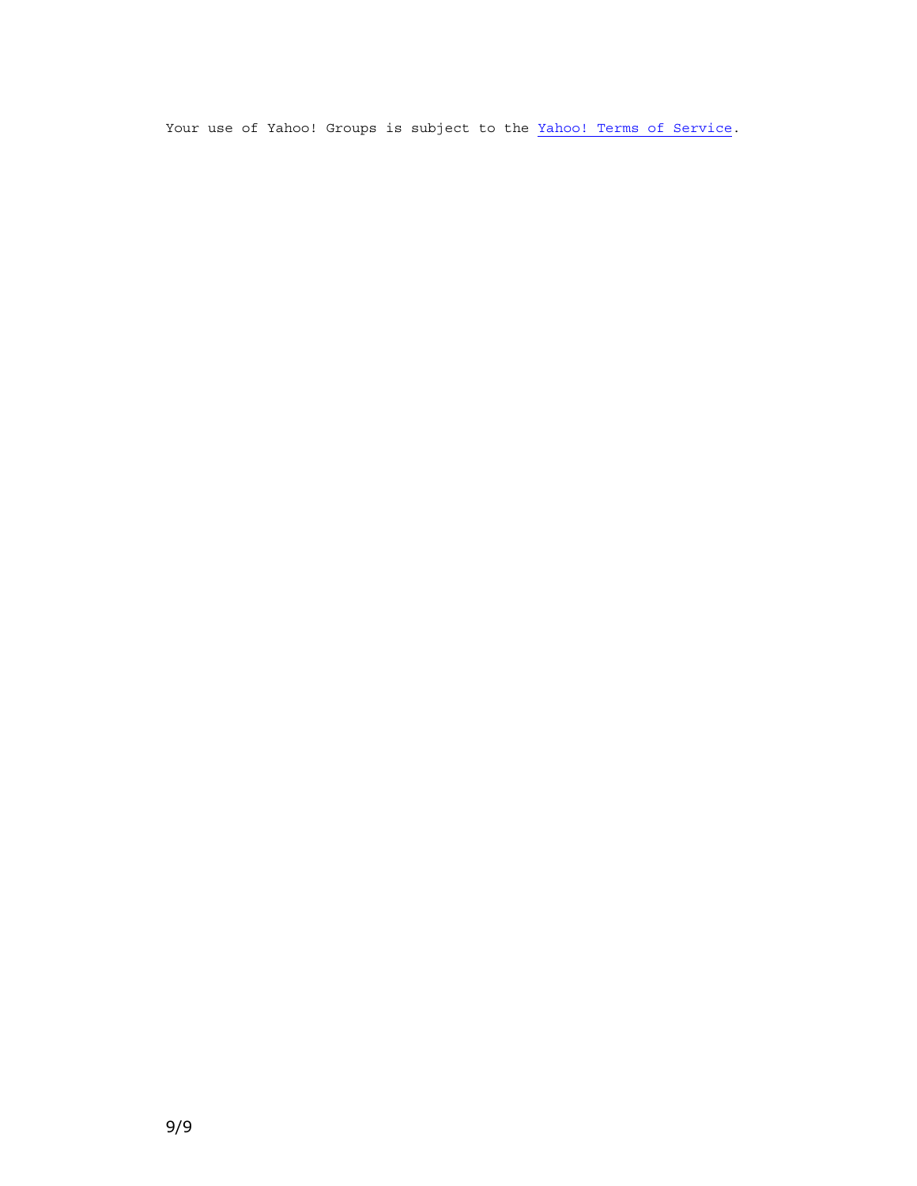Your use of Yahoo! Groups is subject to the [Yahoo! Terms of Service](Yahoo! Terms of Service).